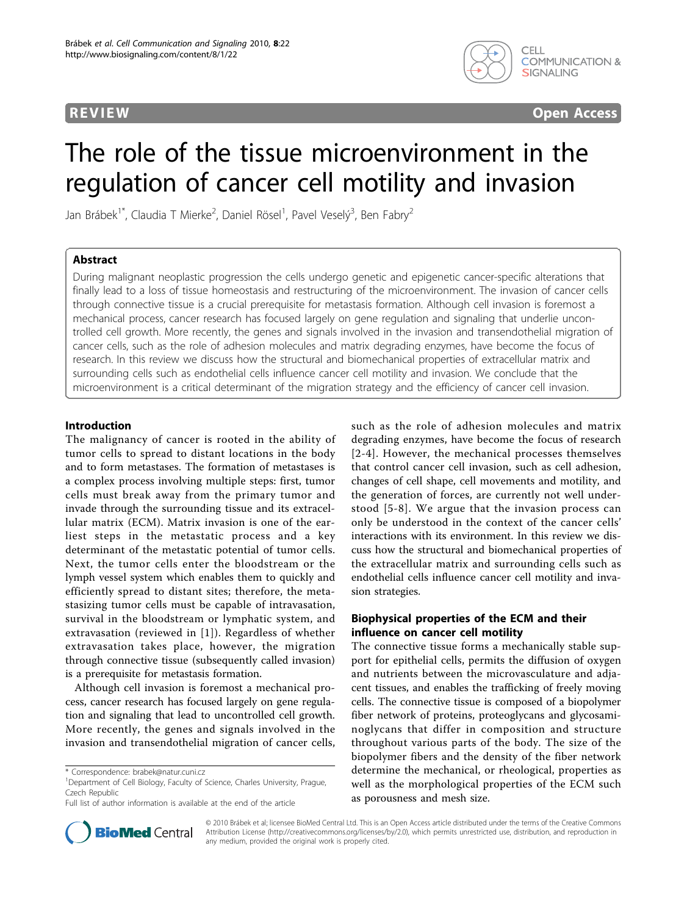REVIEW Open Access

# The role of the tissue microenvironment in the regulation of cancer cell motility and invasion

Jan Brábek[1*], Claudia T Mierke[2], Daniel Rösel[1], Pavel Veselý[3], Ben Fabry[2]

## Abstract

During malignant neoplastic progression the cells undergo genetic and epigenetic cancer-specific alterations that finally lead to a loss of tissue homeostasis and restructuring of the microenvironment. The invasion of cancer cells through connective tissue is a crucial prerequisite for metastasis formation. Although cell invasion is foremost a mechanical process, cancer research has focused largely on gene regulation and signaling that underlie uncontrolled cell growth. More recently, the genes and signals involved in the invasion and transendothelial migration of cancer cells, such as the role of adhesion molecules and matrix degrading enzymes, have become the focus of research. In this review we discuss how the structural and biomechanical properties of extracellular matrix and surrounding cells such as endothelial cells influence cancer cell motility and invasion. We conclude that the microenvironment is a critical determinant of the migration strategy and the efficiency of cancer cell invasion.

## Introduction

The malignancy of cancer is rooted in the ability of tumor cells to spread to distant locations in the body and to form metastases. The formation of metastases is a complex process involving multiple steps: first, tumor cells must break away from the primary tumor and invade through the surrounding tissue and its extracellular matrix (ECM). Matrix invasion is one of the earliest steps in the metastatic process and a key determinant of the metastatic potential of tumor cells. Next, the tumor cells enter the bloodstream or the lymph vessel system which enables them to quickly and efficiently spread to distant sites; therefore, the metastasizing tumor cells must be capable of intravasation, survival in the bloodstream or lymphatic system, and extravasation (reviewed in [1]). Regardless of whether extravasation takes place, however, the migration through connective tissue (subsequently called invasion) is a prerequisite for metastasis formation.

Although cell invasion is foremost a mechanical process, cancer research has focused largely on gene regulation and signaling that lead to uncontrolled cell growth. More recently, the genes and signals involved in the invasion and transendothelial migration of cancer cells, such as the role of adhesion molecules and matrix degrading enzymes, have become the focus of research [2-4]. However, the mechanical processes themselves that control cancer cell invasion, such as cell adhesion, changes of cell shape, cell movements and motility, and the generation of forces, are currently not well understood [5-8]. We argue that the invasion process can only be understood in the context of the cancer cells' interactions with its environment. In this review we discuss how the structural and biomechanical properties of the extracellular matrix and surrounding cells such as endothelial cells influence cancer cell motility and invasion strategies.

## Biophysical properties of the ECM and their influence on cancer cell motility

The connective tissue forms a mechanically stable support for epithelial cells, permits the diffusion of oxygen and nutrients between the microvasculature and adjacent tissues, and enables the trafficking of freely moving cells. The connective tissue is composed of a biopolymer fiber network of proteins, proteoglycans and glycosaminoglycans that differ in composition and structure throughout various parts of the body. The size of the biopolymer fibers and the density of the fiber network determine the mechanical, or rheological, properties as well as the morphological properties of the ECM such as porousness and mesh size.

\* Correspondence: brabek@natur.cuni.cz
[1]Department of Cell Biology, Faculty of Science, Charles University, Prague, Czech Republic
Full list of author information is available at the end of the article

© 2010 Brábek et al; licensee BioMed Central Ltd. This is an Open Access article distributed under the terms of the Creative Commons Attribution License (http://creativecommons.org/licenses/by/2.0), which permits unrestricted use, distribution, and reproduction in any medium, provided the original work is properly cited.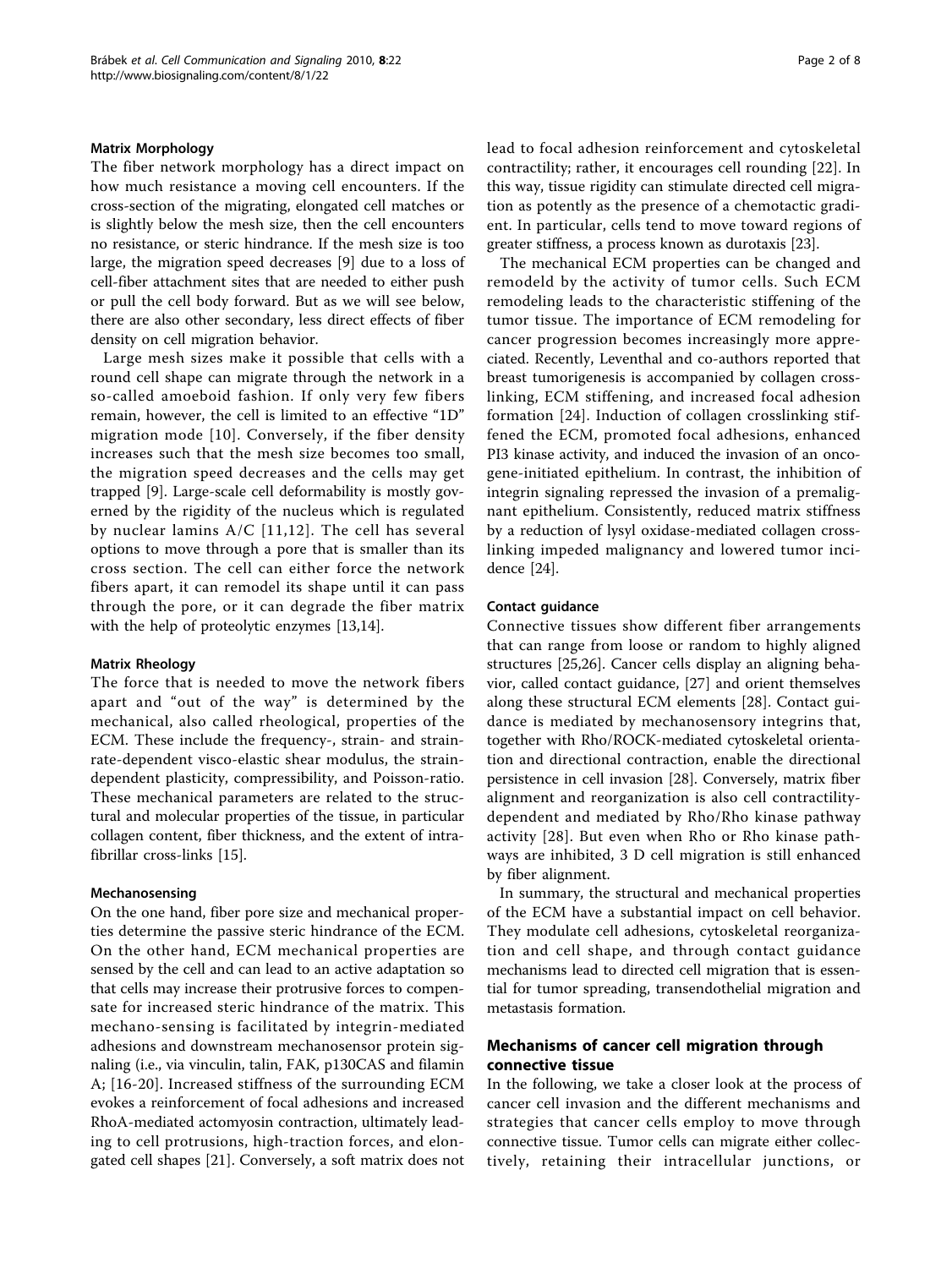### Matrix Morphology

The fiber network morphology has a direct impact on how much resistance a moving cell encounters. If the cross-section of the migrating, elongated cell matches or is slightly below the mesh size, then the cell encounters no resistance, or steric hindrance. If the mesh size is too large, the migration speed decreases [9] due to a loss of cell-fiber attachment sites that are needed to either push or pull the cell body forward. But as we will see below, there are also other secondary, less direct effects of fiber density on cell migration behavior.

Large mesh sizes make it possible that cells with a round cell shape can migrate through the network in a so-called amoeboid fashion. If only very few fibers remain, however, the cell is limited to an effective "1D" migration mode [10]. Conversely, if the fiber density increases such that the mesh size becomes too small, the migration speed decreases and the cells may get trapped [9]. Large-scale cell deformability is mostly governed by the rigidity of the nucleus which is regulated by nuclear lamins A/C [11,12]. The cell has several options to move through a pore that is smaller than its cross section. The cell can either force the network fibers apart, it can remodel its shape until it can pass through the pore, or it can degrade the fiber matrix with the help of proteolytic enzymes [13,14].

### Matrix Rheology

The force that is needed to move the network fibers apart and "out of the way" is determined by the mechanical, also called rheological, properties of the ECM. These include the frequency-, strain- and strain-rate-dependent visco-elastic shear modulus, the strain-dependent plasticity, compressibility, and Poisson-ratio. These mechanical parameters are related to the structural and molecular properties of the tissue, in particular collagen content, fiber thickness, and the extent of intra-fibrillar cross-links [15].

### Mechanosensing

On the one hand, fiber pore size and mechanical properties determine the passive steric hindrance of the ECM. On the other hand, ECM mechanical properties are sensed by the cell and can lead to an active adaptation so that cells may increase their protrusive forces to compensate for increased steric hindrance of the matrix. This mechano-sensing is facilitated by integrin-mediated adhesions and downstream mechanosensor protein signaling (i.e., via vinculin, talin, FAK, p130CAS and filamin A; [16-20]. Increased stiffness of the surrounding ECM evokes a reinforcement of focal adhesions and increased RhoA-mediated actomyosin contraction, ultimately leading to cell protrusions, high-traction forces, and elongated cell shapes [21]. Conversely, a soft matrix does not lead to focal adhesion reinforcement and cytoskeletal contractility; rather, it encourages cell rounding [22]. In this way, tissue rigidity can stimulate directed cell migration as potently as the presence of a chemotactic gradient. In particular, cells tend to move toward regions of greater stiffness, a process known as durotaxis [23].

The mechanical ECM properties can be changed and remodeld by the activity of tumor cells. Such ECM remodeling leads to the characteristic stiffening of the tumor tissue. The importance of ECM remodeling for cancer progression becomes increasingly more appreciated. Recently, Leventhal and co-authors reported that breast tumorigenesis is accompanied by collagen crosslinking, ECM stiffening, and increased focal adhesion formation [24]. Induction of collagen crosslinking stiffened the ECM, promoted focal adhesions, enhanced PI3 kinase activity, and induced the invasion of an oncogene-initiated epithelium. In contrast, the inhibition of integrin signaling repressed the invasion of a premalignant epithelium. Consistently, reduced matrix stiffness by a reduction of lysyl oxidase-mediated collagen crosslinking impeded malignancy and lowered tumor incidence [24].

### Contact guidance

Connective tissues show different fiber arrangements that can range from loose or random to highly aligned structures [25,26]. Cancer cells display an aligning behavior, called contact guidance, [27] and orient themselves along these structural ECM elements [28]. Contact guidance is mediated by mechanosensory integrins that, together with Rho/ROCK-mediated cytoskeletal orientation and directional contraction, enable the directional persistence in cell invasion [28]. Conversely, matrix fiber alignment and reorganization is also cell contractility-dependent and mediated by Rho/Rho kinase pathway activity [28]. But even when Rho or Rho kinase pathways are inhibited, 3 D cell migration is still enhanced by fiber alignment.

In summary, the structural and mechanical properties of the ECM have a substantial impact on cell behavior. They modulate cell adhesions, cytoskeletal reorganization and cell shape, and through contact guidance mechanisms lead to directed cell migration that is essential for tumor spreading, transendothelial migration and metastasis formation.

## Mechanisms of cancer cell migration through connective tissue

In the following, we take a closer look at the process of cancer cell invasion and the different mechanisms and strategies that cancer cells employ to move through connective tissue. Tumor cells can migrate either collectively, retaining their intracellular junctions, or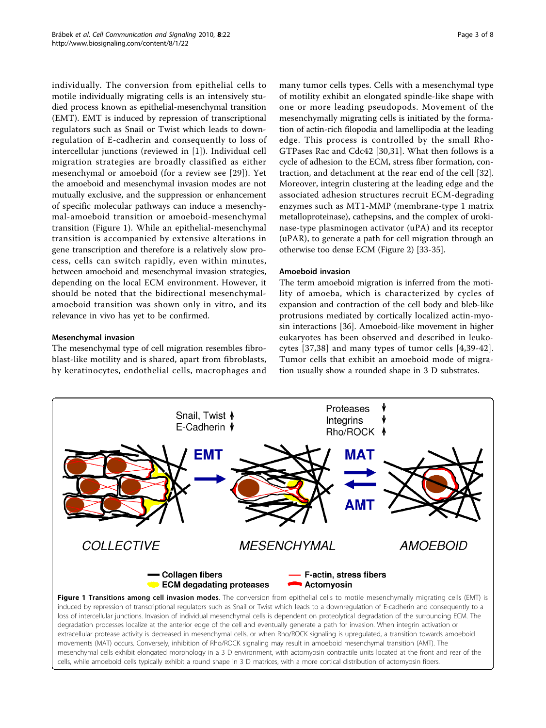individually. The conversion from epithelial cells to motile individually migrating cells is an intensively studied process known as epithelial-mesenchymal transition (EMT). EMT is induced by repression of transcriptional regulators such as Snail or Twist which leads to downregulation of E-cadherin and consequently to loss of intercellular junctions (reviewed in [1]). Individual cell migration strategies are broadly classified as either mesenchymal or amoeboid (for a review see [29]). Yet the amoeboid and mesenchymal invasion modes are not mutually exclusive, and the suppression or enhancement of specific molecular pathways can induce a mesenchymal-amoeboid transition or amoeboid-mesenchymal transition (Figure 1). While an epithelial-mesenchymal transition is accompanied by extensive alterations in gene transcription and therefore is a relatively slow process, cells can switch rapidly, even within minutes, between amoeboid and mesenchymal invasion strategies, depending on the local ECM environment. However, it should be noted that the bidirectional mesenchymal-amoeboid transition was shown only in vitro, and its relevance in vivo has yet to be confirmed.

### Mesenchymal invasion

The mesenchymal type of cell migration resembles fibroblast-like motility and is shared, apart from fibroblasts, by keratinocytes, endothelial cells, macrophages and many tumor cells types. Cells with a mesenchymal type of motility exhibit an elongated spindle-like shape with one or more leading pseudopods. Movement of the mesenchymally migrating cells is initiated by the formation of actin-rich filopodia and lamellipodia at the leading edge. This process is controlled by the small Rho-GTPases Rac and Cdc42 [30,31]. What then follows is a cycle of adhesion to the ECM, stress fiber formation, contraction, and detachment at the rear end of the cell [32]. Moreover, integrin clustering at the leading edge and the associated adhesion structures recruit ECM-degrading enzymes such as MT1-MMP (membrane-type 1 matrix metalloproteinase), cathepsins, and the complex of urokinase-type plasminogen activator (uPA) and its receptor (uPAR), to generate a path for cell migration through an otherwise too dense ECM (Figure 2) [33-35].

### Amoeboid invasion

The term amoeboid migration is inferred from the motility of amoeba, which is characterized by cycles of expansion and contraction of the cell body and bleb-like protrusions mediated by cortically localized actin-myosin interactions [36]. Amoeboid-like movement in higher eukaryotes has been observed and described in leukocytes [37,38] and many types of tumor cells [4,39-42]. Tumor cells that exhibit an amoeboid mode of migration usually show a rounded shape in 3 D substrates.

**Figure 1 Transitions among cell invasion modes**. The conversion from epithelial cells to motile mesenchymally migrating cells (EMT) is induced by repression of transcriptional regulators such as Snail or Twist which leads to a downregulation of E-cadherin and consequently to a loss of intercellular junctions. Invasion of individual mesenchymal cells is dependent on proteolytical degradation of the surrounding ECM. The degradation processes localize at the anterior edge of the cell and eventually generate a path for invasion. When integrin activation or extracellular protease activity is decreased in mesenchymal cells, or when Rho/ROCK signaling is upregulated, a transition towards amoeboid movements (MAT) occurs. Conversely, inhibition of Rho/ROCK signaling may result in amoeboid mesenchymal transition (AMT). The mesenchymal cells exhibit elongated morphology in a 3 D environment, with actomyosin contractile units located at the front and rear of the cells, while amoeboid cells typically exhibit a round shape in 3 D matrices, with a more cortical distribution of actomyosin fibers.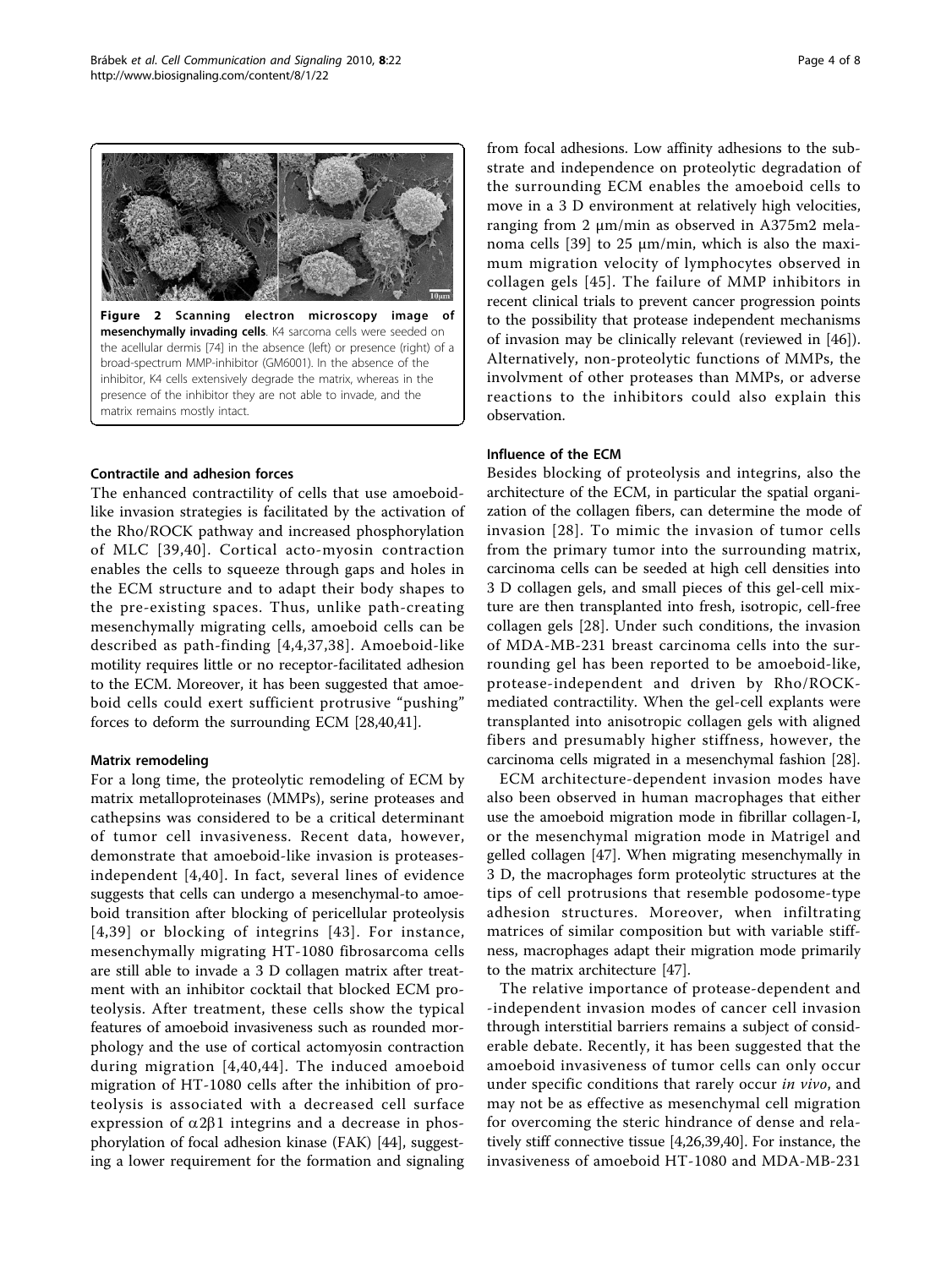**Figure 2 Scanning electron microscopy image of mesenchymally invading cells**. K4 sarcoma cells were seeded on the acellular dermis [74] in the absence (left) or presence (right) of a broad-spectrum MMP-inhibitor (GM6001). In the absence of the inhibitor, K4 cells extensively degrade the matrix, whereas in the presence of the inhibitor they are not able to invade, and the matrix remains mostly intact.

### Contractile and adhesion forces

The enhanced contractility of cells that use amoeboid-like invasion strategies is facilitated by the activation of the Rho/ROCK pathway and increased phosphorylation of MLC [39,40]. Cortical acto-myosin contraction enables the cells to squeeze through gaps and holes in the ECM structure and to adapt their body shapes to the pre-existing spaces. Thus, unlike path-creating mesenchymally migrating cells, amoeboid cells can be described as path-finding [4,4,37,38]. Amoeboid-like motility requires little or no receptor-facilitated adhesion to the ECM. Moreover, it has been suggested that amoeboid cells could exert sufficient protrusive "pushing" forces to deform the surrounding ECM [28,40,41].

### Matrix remodeling

For a long time, the proteolytic remodeling of ECM by matrix metalloproteinases (MMPs), serine proteases and cathepsins was considered to be a critical determinant of tumor cell invasiveness. Recent data, however, demonstrate that amoeboid-like invasion is proteases-independent [4,40]. In fact, several lines of evidence suggests that cells can undergo a mesenchymal-to amoeboid transition after blocking of pericellular proteolysis [4,39] or blocking of integrins [43]. For instance, mesenchymally migrating HT-1080 fibrosarcoma cells are still able to invade a 3 D collagen matrix after treatment with an inhibitor cocktail that blocked ECM proteolysis. After treatment, these cells show the typical features of amoeboid invasiveness such as rounded morphology and the use of cortical actomyosin contraction during migration [4,40,44]. The induced amoeboid migration of HT-1080 cells after the inhibition of proteolysis is associated with a decreased cell surface expression of $\alpha2\beta1$ integrins and a decrease in phosphorylation of focal adhesion kinase (FAK) [44], suggesting a lower requirement for the formation and signaling from focal adhesions. Low affinity adhesions to the substrate and independence on proteolytic degradation of the surrounding ECM enables the amoeboid cells to move in a 3 D environment at relatively high velocities, ranging from 2 μm/min as observed in A375m2 melanoma cells [39] to 25 μm/min, which is also the maximum migration velocity of lymphocytes observed in collagen gels [45]. The failure of MMP inhibitors in recent clinical trials to prevent cancer progression points to the possibility that protease independent mechanisms of invasion may be clinically relevant (reviewed in [46]). Alternatively, non-proteolytic functions of MMPs, the involvment of other proteases than MMPs, or adverse reactions to the inhibitors could also explain this observation.

### Influence of the ECM

Besides blocking of proteolysis and integrins, also the architecture of the ECM, in particular the spatial organization of the collagen fibers, can determine the mode of invasion [28]. To mimic the invasion of tumor cells from the primary tumor into the surrounding matrix, carcinoma cells can be seeded at high cell densities into 3 D collagen gels, and small pieces of this gel-cell mixture are then transplanted into fresh, isotropic, cell-free collagen gels [28]. Under such conditions, the invasion of MDA-MB-231 breast carcinoma cells into the surrounding gel has been reported to be amoeboid-like, protease-independent and driven by Rho/ROCK-mediated contractility. When the gel-cell explants were transplanted into anisotropic collagen gels with aligned fibers and presumably higher stiffness, however, the carcinoma cells migrated in a mesenchymal fashion [28].

ECM architecture-dependent invasion modes have also been observed in human macrophages that either use the amoeboid migration mode in fibrillar collagen-I, or the mesenchymal migration mode in Matrigel and gelled collagen [47]. When migrating mesenchymally in 3 D, the macrophages form proteolytic structures at the tips of cell protrusions that resemble podosome-type adhesion structures. Moreover, when infiltrating matrices of similar composition but with variable stiffness, macrophages adapt their migration mode primarily to the matrix architecture [47].

The relative importance of protease-dependent and -independent invasion modes of cancer cell invasion through interstitial barriers remains a subject of considerable debate. Recently, it has been suggested that the amoeboid invasiveness of tumor cells can only occur under specific conditions that rarely occur *in vivo*, and may not be as effective as mesenchymal cell migration for overcoming the steric hindrance of dense and relatively stiff connective tissue [4,26,39,40]. For instance, the invasiveness of amoeboid HT-1080 and MDA-MB-231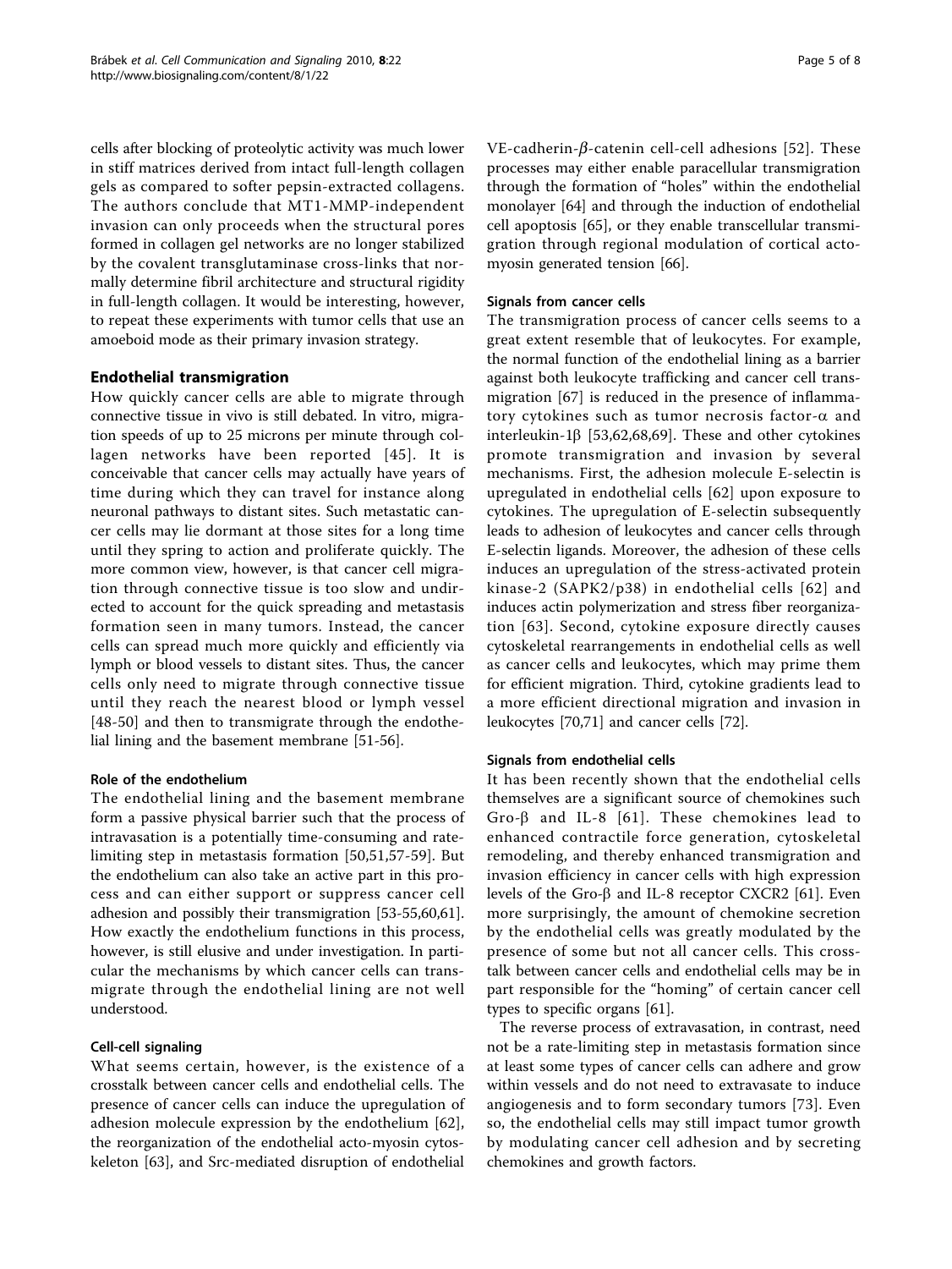cells after blocking of proteolytic activity was much lower in stiff matrices derived from intact full-length collagen gels as compared to softer pepsin-extracted collagens. The authors conclude that MT1-MMP-independent invasion can only proceeds when the structural pores formed in collagen gel networks are no longer stabilized by the covalent transglutaminase cross-links that normally determine fibril architecture and structural rigidity in full-length collagen. It would be interesting, however, to repeat these experiments with tumor cells that use an amoeboid mode as their primary invasion strategy.

## Endothelial transmigration

How quickly cancer cells are able to migrate through connective tissue in vivo is still debated. In vitro, migration speeds of up to 25 microns per minute through collagen networks have been reported [45]. It is conceivable that cancer cells may actually have years of time during which they can travel for instance along neuronal pathways to distant sites. Such metastatic cancer cells may lie dormant at those sites for a long time until they spring to action and proliferate quickly. The more common view, however, is that cancer cell migration through connective tissue is too slow and undirected to account for the quick spreading and metastasis formation seen in many tumors. Instead, the cancer cells can spread much more quickly and efficiently via lymph or blood vessels to distant sites. Thus, the cancer cells only need to migrate through connective tissue until they reach the nearest blood or lymph vessel [48-50] and then to transmigrate through the endothelial lining and the basement membrane [51-56].

### Role of the endothelium

The endothelial lining and the basement membrane form a passive physical barrier such that the process of intravasation is a potentially time-consuming and rate-limiting step in metastasis formation [50,51,57-59]. But the endothelium can also take an active part in this process and can either support or suppress cancer cell adhesion and possibly their transmigration [53-55,60,61]. How exactly the endothelium functions in this process, however, is still elusive and under investigation. In particular the mechanisms by which cancer cells can transmigrate through the endothelial lining are not well understood.

### Cell-cell signaling

What seems certain, however, is the existence of a crosstalk between cancer cells and endothelial cells. The presence of cancer cells can induce the upregulation of adhesion molecule expression by the endothelium [62], the reorganization of the endothelial acto-myosin cytoskeleton [63], and Src-mediated disruption of endothelial VE-cadherin-$\beta$-catenin cell-cell adhesions [52]. These processes may either enable paracellular transmigration through the formation of "holes" within the endothelial monolayer [64] and through the induction of endothelial cell apoptosis [65], or they enable transcellular transmigration through regional modulation of cortical acto-myosin generated tension [66].

### Signals from cancer cells

The transmigration process of cancer cells seems to a great extent resemble that of leukocytes. For example, the normal function of the endothelial lining as a barrier against both leukocyte trafficking and cancer cell transmigration [67] is reduced in the presence of inflammatory cytokines such as tumor necrosis factor-$\alpha$ and interleukin-1$\beta$ [53,62,68,69]. These and other cytokines promote transmigration and invasion by several mechanisms. First, the adhesion molecule E-selectin is upregulated in endothelial cells [62] upon exposure to cytokines. The upregulation of E-selectin subsequently leads to adhesion of leukocytes and cancer cells through E-selectin ligands. Moreover, the adhesion of these cells induces an upregulation of the stress-activated protein kinase-2 (SAPK2/p38) in endothelial cells [62] and induces actin polymerization and stress fiber reorganization [63]. Second, cytokine exposure directly causes cytoskeletal rearrangements in endothelial cells as well as cancer cells and leukocytes, which may prime them for efficient migration. Third, cytokine gradients lead to a more efficient directional migration and invasion in leukocytes [70,71] and cancer cells [72].

### Signals from endothelial cells

It has been recently shown that the endothelial cells themselves are a significant source of chemokines such Gro-$\beta$ and IL-8 [61]. These chemokines lead to enhanced contractile force generation, cytoskeletal remodeling, and thereby enhanced transmigration and invasion efficiency in cancer cells with high expression levels of the Gro-$\beta$ and IL-8 receptor CXCR2 [61]. Even more surprisingly, the amount of chemokine secretion by the endothelial cells was greatly modulated by the presence of some but not all cancer cells. This crosstalk between cancer cells and endothelial cells may be in part responsible for the "homing" of certain cancer cell types to specific organs [61].

The reverse process of extravasation, in contrast, need not be a rate-limiting step in metastasis formation since at least some types of cancer cells can adhere and grow within vessels and do not need to extravasate to induce angiogenesis and to form secondary tumors [73]. Even so, the endothelial cells may still impact tumor growth by modulating cancer cell adhesion and by secreting chemokines and growth factors.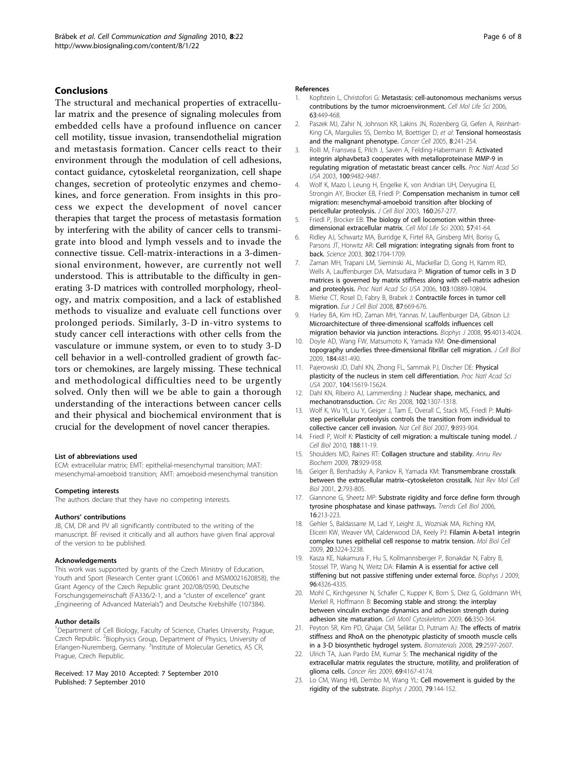## Conclusions

The structural and mechanical properties of extracellular matrix and the presence of signaling molecules from embedded cells have a profound influence on cancer cell motility, tissue invasion, transendothelial migration and metastasis formation. Cancer cells react to their environment through the modulation of cell adhesions, contact guidance, cytoskeletal reorganization, cell shape changes, secretion of proteolytic enzymes and chemokines, and force generation. From insights in this process we expect the development of novel cancer therapies that target the process of metastasis formation by interfering with the ability of cancer cells to transmigrate into blood and lymph vessels and to invade the connective tissue. Cell-matrix-interactions in a 3-dimensional environment, however, are currently not well understood. This is attributable to the difficulty in generating 3-D matrices with controlled morphology, rheology, and matrix composition, and a lack of established methods to visualize and evaluate cell functions over prolonged periods. Similarly, 3-D in-vitro systems to study cancer cell interactions with other cells from the vasculature or immune system, or even to to study 3-D cell behavior in a well-controlled gradient of growth factors or chemokines, are largely missing. These technical and methodological difficulties need to be urgently solved. Only then will we be able to gain a thorough understanding of the interactions between cancer cells and their physical and biochemical environment that is crucial for the development of novel cancer therapies.

#### List of abbreviations used

ECM: extracellular matrix; EMT: epithelial-mesenchymal transition; MAT: mesenchymal-amoeboid transition; AMT: amoeboid-mesenchymal transition

#### Competing interests

The authors declare that they have no competing interests.

#### Authors' contributions

JB, CM, DR and PV all significantly contributed to the writing of the manuscript. BF revised it critically and all authors have given final approval of the version to be published.

#### Acknowledgements

This work was supported by grants of the Czech Ministry of Education, Youth and Sport (Research Center grant LC06061 and MSM0021620858), the Grant Agency of the Czech Republic grant 202/08/0590, Deutsche Forschungsgemeinschaft (FA336/2-1, and a "cluster of excellence" grant „Engineering of Advanced Materials") and Deutsche Krebshilfe (107384).

#### Author details

[1]Department of Cell Biology, Faculty of Science, Charles University, Prague, Czech Republic. [2]Biophysics Group, Department of Physics, University of Erlangen-Nuremberg, Germany. [3]Institute of Molecular Genetics, AS CR, Prague, Czech Republic.

Received: 17 May 2010 Accepted: 7 September 2010
Published: 7 September 2010

#### References

1. Kopfstein L, Christofori G: **Metastasis: cell-autonomous mechanisms versus contributions by the tumor microenvironment.** *Cell Mol Life Sci* 2006, **63**:449-468.
2. Paszek MJ, Zahir N, Johnson KR, Lakins JN, Rozenberg GI, Gefen A, Reinhart-King CA, Margulies SS, Dembo M, Boettiger D, *et al*: **Tensional homeostasis and the malignant phenotype.** *Cancer Cell* 2005, **8**:241-254.
3. Rolli M, Fransvea E, Pilch J, Saven A, Felding-Habermann B: **Activated integrin alphavbeta3 cooperates with metalloproteinase MMP-9 in regulating migration of metastatic breast cancer cells.** *Proc Natl Acad Sci USA* 2003, **100**:9482-9487.
4. Wolf K, Mazo I, Leung H, Engelke K, von Andrian UH, Deryugina EI, Strongin AY, Brocker EB, Friedl P: **Compensation mechanism in tumor cell migration: mesenchymal-amoeboid transition after blocking of pericellular proteolysis.** *J Cell Biol* 2003, **160**:267-277.
5. Friedl P, Brocker EB: **The biology of cell locomotion within three-dimensional extracellular matrix.** *Cell Mol Life Sci* 2000, **57**:41-64.
6. Ridley AJ, Schwartz MA, Burridge K, Firtel RA, Ginsberg MH, Borisy G, Parsons JT, Horwitz AR: **Cell migration: integrating signals from front to back.** *Science* 2003, **302**:1704-1709.
7. Zaman MH, Trapani LM, Sieminski AL, Mackellar D, Gong H, Kamm RD, Wells A, Lauffenburger DA, Matsudaira P: **Migration of tumor cells in 3 D matrices is governed by matrix stiffness along with cell-matrix adhesion and proteolysis.** *Proc Natl Acad Sci USA* 2006, **103**:10889-10894.
8. Mierke CT, Rosel D, Fabry B, Brabek J: **Contractile forces in tumor cell migration.** *Eur J Cell Biol* 2008, **87**:669-676.
9. Harley BA, Kim HD, Zaman MH, Yannas IV, Lauffenburger DA, Gibson LJ: **Microarchitecture of three-dimensional scaffolds influences cell migration behavior via junction interactions.** *Biophys J* 2008, **95**:4013-4024.
10. Doyle AD, Wang FW, Matsumoto K, Yamada KM: **One-dimensional topography underlies three-dimensional fibrillar cell migration.** *J Cell Biol* 2009, **184**:481-490.
11. Pajerowski JD, Dahl KN, Zhong FL, Sammak PJ, Discher DE: **Physical plasticity of the nucleus in stem cell differentiation.** *Proc Natl Acad Sci USA* 2007, **104**:15619-15624.
12. Dahl KN, Ribeiro AJ, Lammerding J: **Nuclear shape, mechanics, and mechanotransduction.** *Circ Res* 2008, **102**:1307-1318.
13. Wolf K, Wu YI, Liu Y, Geiger J, Tam E, Overall C, Stack MS, Friedl P: **Multi-step pericellular proteolysis controls the transition from individual to collective cancer cell invasion.** *Nat Cell Biol* 2007, **9**:893-904.
14. Friedl P, Wolf K: **Plasticity of cell migration: a multiscale tuning model.** *J Cell Biol* 2010, **188**:11-19.
15. Shoulders MD, Raines RT: **Collagen structure and stability.** *Annu Rev Biochem* 2009, **78**:929-958.
16. Geiger B, Bershadsky A, Pankov R, Yamada KM: **Transmembrane crosstalk between the extracellular matrix–cytoskeleton crosstalk.** *Nat Rev Mol Cell Biol* 2001, **2**:793-805.
17. Giannone G, Sheetz MP: **Substrate rigidity and force define form through tyrosine phosphatase and kinase pathways.** *Trends Cell Biol* 2006, **16**:213-223.
18. Gehler S, Baldassarre M, Lad Y, Leight JL, Wozniak MA, Riching KM, Eliceiri KW, Weaver VM, Calderwood DA, Keely PJ: **Filamin A-beta1 integrin complex tunes epithelial cell response to matrix tension.** *Mol Biol Cell* 2009, **20**:3224-3238.
19. Kasza KE, Nakamura F, Hu S, Kollmannsberger P, Bonakdar N, Fabry B, Stossel TP, Wang N, Weitz DA: **Filamin A is essential for active cell stiffening but not passive stiffening under external force.** *Biophys J* 2009, **96**:4326-4335.
20. Mohl C, Kirchgessner N, Schafer C, Kupper K, Born S, Diez G, Goldmann WH, Merkel R, Hoffmann B: **Becoming stable and strong: the interplay between vinculin exchange dynamics and adhesion strength during adhesion site maturation.** *Cell Motil Cytoskeleton* 2009, **66**:350-364.
21. Peyton SR, Kim PD, Ghajar CM, Seliktar D, Putnam AJ: **The effects of matrix stiffness and RhoA on the phenotypic plasticity of smooth muscle cells in a 3-D biosynthetic hydrogel system.** *Biomaterials* 2008, **29**:2597-2607.
22. Ulrich TA, Juan Pardo EM, Kumar S: **The mechanical rigidity of the extracellular matrix regulates the structure, motility, and proliferation of glioma cells.** *Cancer Res* 2009, **69**:4167-4174.
23. Lo CM, Wang HB, Dembo M, Wang YL: **Cell movement is guided by the rigidity of the substrate.** *Biophys J* 2000, **79**:144-152.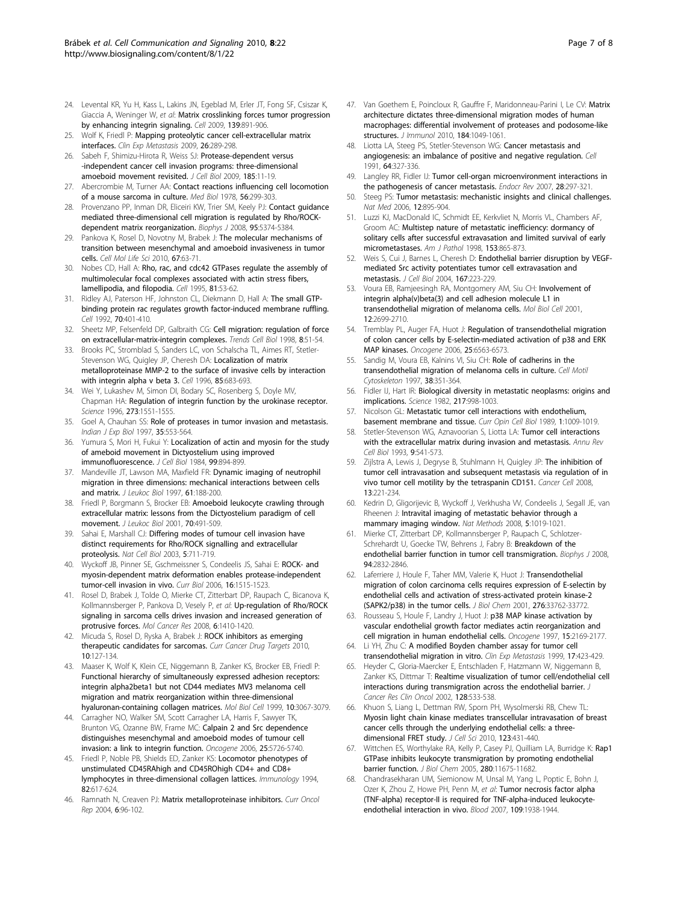24. Levental KR, Yu H, Kass L, Lakins JN, Egeblad M, Erler JT, Fong SF, Csiszar K, Giaccia A, Weninger W, *et al*: **Matrix crosslinking forces tumor progression by enhancing integrin signaling.** *Cell* 2009, **139**:891-906.
25. Wolf K, Friedl P: **Mapping proteolytic cancer cell-extracellular matrix interfaces.** *Clin Exp Metastasis* 2009, **26**:289-298.
26. Sabeh F, Shimizu-Hirota R, Weiss SJ: **Protease-dependent versus -independent cancer cell invasion programs: three-dimensional amoeboid movement revisited.** *J Cell Biol* 2009, **185**:11-19.
27. Abercrombie M, Turner AA: **Contact reactions influencing cell locomotion of a mouse sarcoma in culture.** *Med Biol* 1978, **56**:299-303.
28. Provenzano PP, Inman DR, Eliceiri KW, Trier SM, Keely PJ: **Contact guidance mediated three-dimensional cell migration is regulated by Rho/ROCK-dependent matrix reorganization.** *Biophys J* 2008, **95**:5374-5384.
29. Pankova K, Rosel D, Novotny M, Brabek J: **The molecular mechanisms of transition between mesenchymal and amoeboid invasiveness in tumor cells.** *Cell Mol Life Sci* 2010, **67**:63-71.
30. Nobes CD, Hall A: **Rho, rac, and cdc42 GTPases regulate the assembly of multimolecular focal complexes associated with actin stress fibers, lamellipodia, and filopodia.** *Cell* 1995, **81**:53-62.
31. Ridley AJ, Paterson HF, Johnston CL, Diekmann D, Hall A: **The small GTP-binding protein rac regulates growth factor-induced membrane ruffling.** *Cell* 1992, **70**:401-410.
32. Sheetz MP, Felsenfeld DP, Galbraith CG: **Cell migration: regulation of force on extracellular-matrix-integrin complexes.** *Trends Cell Biol* 1998, **8**:51-54.
33. Brooks PC, Stromblad S, Sanders LC, von Schalscha TL, Aimes RT, Stetler-Stevenson WG, Quigley JP, Cheresh DA: **Localization of matrix metalloproteinase MMP-2 to the surface of invasive cells by interaction with integrin alpha v beta 3.** *Cell* 1996, **85**:683-693.
34. Wei Y, Lukashev M, Simon DI, Bodary SC, Rosenberg S, Doyle MV, Chapman HA: **Regulation of integrin function by the urokinase receptor.** *Science* 1996, **273**:1551-1555.
35. Goel A, Chauhan SS: **Role of proteases in tumor invasion and metastasis.** *Indian J Exp Biol* 1997, **35**:553-564.
36. Yumura S, Mori H, Fukui Y: **Localization of actin and myosin for the study of ameboid movement in Dictyostelium using improved immunofluorescence.** *J Cell Biol* 1984, **99**:894-899.
37. Mandeville JT, Lawson MA, Maxfield FR: **Dynamic imaging of neutrophil migration in three dimensions: mechanical interactions between cells and matrix.** *J Leukoc Biol* 1997, **61**:188-200.
38. Friedl P, Borgmann S, Brocker EB: **Amoeboid leukocyte crawling through extracellular matrix: lessons from the Dictyostelium paradigm of cell movement.** *J Leukoc Biol* 2001, **70**:491-509.
39. Sahai E, Marshall CJ: **Differing modes of tumour cell invasion have distinct requirements for Rho/ROCK signalling and extracellular proteolysis.** *Nat Cell Biol* 2003, **5**:711-719.
40. Wyckoff JB, Pinner SE, Gschmeissner S, Condeelis JS, Sahai E: **ROCK- and myosin-dependent matrix deformation enables protease-independent tumor-cell invasion in vivo.** *Curr Biol* 2006, **16**:1515-1523.
41. Rosel D, Brabek J, Tolde O, Mierke CT, Zitterbart DP, Raupach C, Bicanova K, Kollmannsberger P, Pankova D, Vesely P, *et al*: **Up-regulation of Rho/ROCK signaling in sarcoma cells drives invasion and increased generation of protrusive forces.** *Mol Cancer Res* 2008, **6**:1410-1420.
42. Micuda S, Rosel D, Ryska A, Brabek J: **ROCK inhibitors as emerging therapeutic candidates for sarcomas.** *Curr Cancer Drug Targets* 2010, **10**:127-134.
43. Maaser K, Wolf K, Klein CE, Niggemann B, Zanker KS, Brocker EB, Friedl P: **Functional hierarchy of simultaneously expressed adhesion receptors: integrin alpha2beta1 but not CD44 mediates MV3 melanoma cell migration and matrix reorganization within three-dimensional hyaluronan-containing collagen matrices.** *Mol Biol Cell* 1999, **10**:3067-3079.
44. Carragher NO, Walker SM, Scott Carragher LA, Harris F, Sawyer TK, Brunton VG, Ozanne BW, Frame MC: **Calpain 2 and Src dependence distinguishes mesenchymal and amoeboid modes of tumour cell invasion: a link to integrin function.** *Oncogene* 2006, **25**:5726-5740.
45. Friedl P, Noble PB, Shields ED, Zanker KS: **Locomotor phenotypes of unstimulated CD45RAhigh and CD45ROhigh CD4+ and CD8+ lymphocytes in three-dimensional collagen lattices.** *Immunology* 1994, **82**:617-624.
46. Ramnath N, Creaven PJ: **Matrix metalloproteinase inhibitors.** *Curr Oncol Rep* 2004, **6**:96-102.
47. Van Goethem E, Poincloux R, Gauffre F, Maridonneau-Parini I, Le CV: **Matrix architecture dictates three-dimensional migration modes of human macrophages: differential involvement of proteases and podosome-like structures.** *J Immunol* 2010, **184**:1049-1061.
48. Liotta LA, Steeg PS, Stetler-Stevenson WG: **Cancer metastasis and angiogenesis: an imbalance of positive and negative regulation.** *Cell* 1991, **64**:327-336.
49. Langley RR, Fidler IJ: **Tumor cell-organ microenvironment interactions in the pathogenesis of cancer metastasis.** *Endocr Rev* 2007, **28**:297-321.
50. Steeg PS: **Tumor metastasis: mechanistic insights and clinical challenges.** *Nat Med* 2006, **12**:895-904.
51. Luzzi KJ, MacDonald IC, Schmidt EE, Kerkvliet N, Morris VL, Chambers AF, Groom AC: **Multistep nature of metastatic inefficiency: dormancy of solitary cells after successful extravasation and limited survival of early micrometastases.** *Am J Pathol* 1998, **153**:865-873.
52. Weis S, Cui J, Barnes L, Cheresh D: **Endothelial barrier disruption by VEGF-mediated Src activity potentiates tumor cell extravasation and metastasis.** *J Cell Biol* 2004, **167**:223-229.
53. Voura EB, Ramjeesingh RA, Montgomery AM, Siu CH: **Involvement of integrin alpha(v)beta(3) and cell adhesion molecule L1 in transendothelial migration of melanoma cells.** *Mol Biol Cell* 2001, **12**:2699-2710.
54. Tremblay PL, Auger FA, Huot J: **Regulation of transendothelial migration of colon cancer cells by E-selectin-mediated activation of p38 and ERK MAP kinases.** *Oncogene* 2006, **25**:6563-6573.
55. Sandig M, Voura EB, Kalnins VI, Siu CH: **Role of cadherins in the transendothelial migration of melanoma cells in culture.** *Cell Motil Cytoskeleton* 1997, **38**:351-364.
56. Fidler IJ, Hart IR: **Biological diversity in metastatic neoplasms: origins and implications.** *Science* 1982, **217**:998-1003.
57. Nicolson GL: **Metastatic tumor cell interactions with endothelium, basement membrane and tissue.** *Curr Opin Cell Biol* 1989, **1**:1009-1019.
58. Stetler-Stevenson WG, Aznavoorian S, Liotta LA: **Tumor cell interactions with the extracellular matrix during invasion and metastasis.** *Annu Rev Cell Biol* 1993, **9**:541-573.
59. Zijlstra A, Lewis J, Degryse B, Stuhlmann H, Quigley JP: **The inhibition of tumor cell intravasation and subsequent metastasis via regulation of in vivo tumor cell motility by the tetraspanin CD151.** *Cancer Cell* 2008, **13**:221-234.
60. Kedrin D, Gligorijevic B, Wyckoff J, Verkhusha VV, Condeelis J, Segall JE, van Rheenen J: **Intravital imaging of metastatic behavior through a mammary imaging window.** *Nat Methods* 2008, **5**:1019-1021.
61. Mierke CT, Zitterbart DP, Kollmannsberger P, Raupach C, Schlotzer-Schrehardt U, Goecke TW, Behrens J, Fabry B: **Breakdown of the endothelial barrier function in tumor cell transmigration.** *Biophys J* 2008, **94**:2832-2846.
62. Laferriere J, Houle F, Taher MM, Valerie K, Huot J: **Transendothelial migration of colon carcinoma cells requires expression of E-selectin by endothelial cells and activation of stress-activated protein kinase-2 (SAPK2/p38) in the tumor cells.** *J Biol Chem* 2001, **276**:33762-33772.
63. Rousseau S, Houle F, Landry J, Huot J: **p38 MAP kinase activation by vascular endothelial growth factor mediates actin reorganization and cell migration in human endothelial cells.** *Oncogene* 1997, **15**:2169-2177.
64. Li YH, Zhu C: **A modified Boyden chamber assay for tumor cell transendothelial migration in vitro.** *Clin Exp Metastasis* 1999, **17**:423-429.
65. Heyder C, Gloria-Maercker E, Entschladen F, Hatzmann W, Niggemann B, Zanker KS, Dittmar T: **Realtime visualization of tumor cell/endothelial cell interactions during transmigration across the endothelial barrier.** *J Cancer Res Clin Oncol* 2002, **128**:533-538.
66. Khuon S, Liang L, Dettman RW, Sporn PH, Wysolmerski RB, Chew TL: **Myosin light chain kinase mediates transcellular intravasation of breast cancer cells through the underlying endothelial cells: a three-dimensional FRET study.** *J Cell Sci* 2010, **123**:431-440.
67. Wittchen ES, Worthylake RA, Kelly P, Casey PJ, Quilliam LA, Burridge K: **Rap1 GTPase inhibits leukocyte transmigration by promoting endothelial barrier function.** *J Biol Chem* 2005, **280**:11675-11682.
68. Chandrasekharan UM, Siemionow M, Unsal M, Yang L, Poptic E, Bohn J, Ozer K, Zhou Z, Howe PH, Penn M, *et al*: **Tumor necrosis factor alpha (TNF-alpha) receptor-II is required for TNF-alpha-induced leukocyte-endothelial interaction in vivo.** *Blood* 2007, **109**:1938-1944.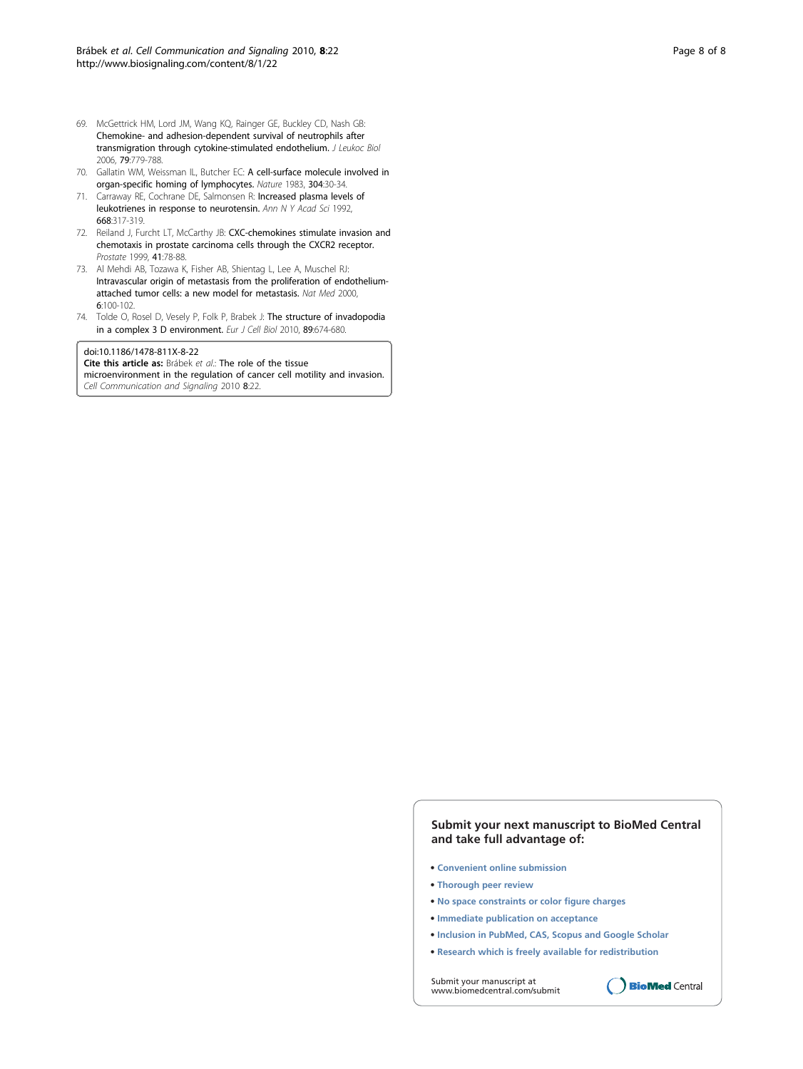69. McGettrick HM, Lord JM, Wang KQ, Rainger GE, Buckley CD, Nash GB: **Chemokine- and adhesion-dependent survival of neutrophils after transmigration through cytokine-stimulated endothelium.** *J Leukoc Biol* 2006, **79**:779-788.
70. Gallatin WM, Weissman IL, Butcher EC: **A cell-surface molecule involved in organ-specific homing of lymphocytes.** *Nature* 1983, **304**:30-34.
71. Carraway RE, Cochrane DE, Salmonsen R: **Increased plasma levels of leukotrienes in response to neurotensin.** *Ann N Y Acad Sci* 1992, **668**:317-319.
72. Reiland J, Furcht LT, McCarthy JB: **CXC-chemokines stimulate invasion and chemotaxis in prostate carcinoma cells through the CXCR2 receptor.** *Prostate* 1999, **41**:78-88.
73. Al Mehdi AB, Tozawa K, Fisher AB, Shientag L, Lee A, Muschel RJ: **Intravascular origin of metastasis from the proliferation of endothelium-attached tumor cells: a new model for metastasis.** *Nat Med* 2000, **6**:100-102.
74. Tolde O, Rosel D, Vesely P, Folk P, Brabek J: **The structure of invadopodia in a complex 3 D environment.** *Eur J Cell Biol* 2010, **89**:674-680.

doi:10.1186/1478-811X-8-22
**Cite this article as:** Brábek *et al.*: The role of the tissue microenvironment in the regulation of cancer cell motility and invasion. *Cell Communication and Signaling* 2010 **8**:22.

**Submit your next manuscript to BioMed Central and take full advantage of:**

- **Convenient online submission**
- **Thorough peer review**
- **No space constraints or color figure charges**
- **Immediate publication on acceptance**
- **Inclusion in PubMed, CAS, Scopus and Google Scholar**
- **Research which is freely available for redistribution**

Submit your manuscript at
www.biomedcentral.com/submit

BioMed Central